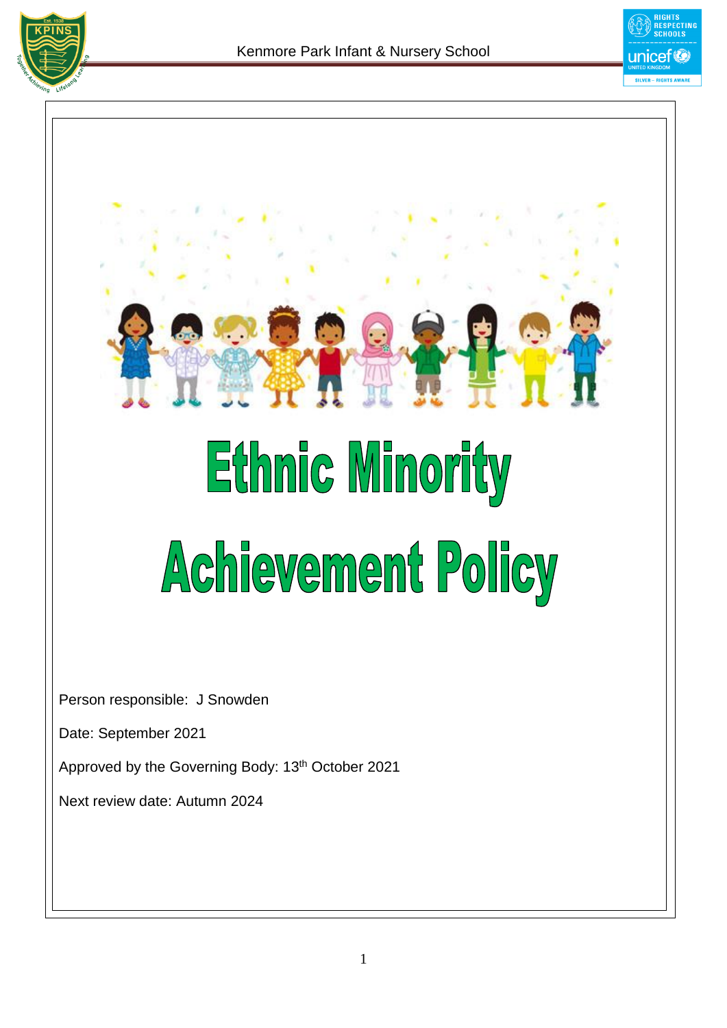# Ethnic Minority Achievement Policy

Person responsible: J Snowden

Date: September 2021

Approved by the Governing Body: 13th October 2021

Next review date: Autumn 2024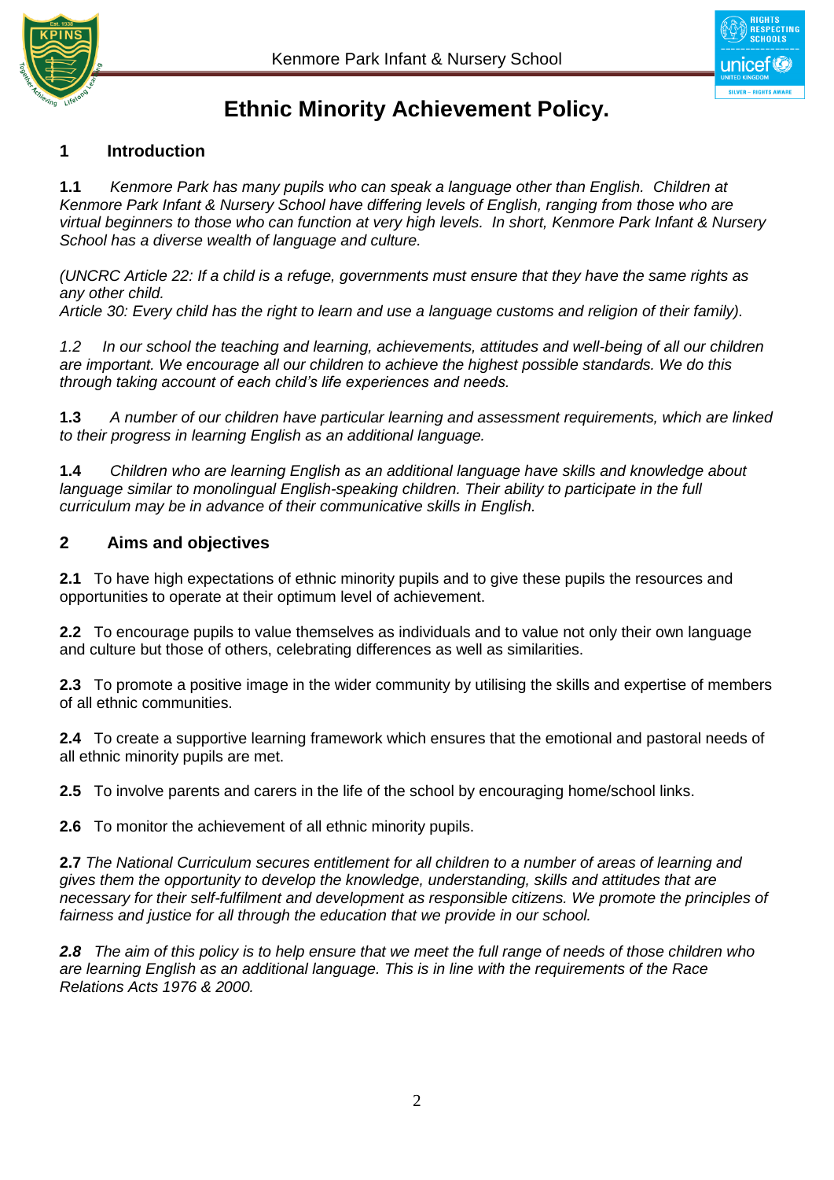# Ethnic Minority Achievement Policy.

## 1 Introduction

**1.1** *Kenmore Park has many pupils who can speak a language other than English. Children at Kenmore Park Infant & Nursery School have differing levels of English, ranging from those who are virtual beginners to those who can function at very high levels. In short, Kenmore Park Infant & Nursery School has a diverse wealth of language and culture.*

*(UNCRC Article 22: If a child is a refuge, governments must ensure that they have the same rights as any other child.*
*Article 30: Every child has the right to learn and use a language customs and religion of their family).*

*1.2 In our school the teaching and learning, achievements, attitudes and well-being of all our children are important. We encourage all our children to achieve the highest possible standards. We do this through taking account of each child's life experiences and needs.*

**1.3** *A number of our children have particular learning and assessment requirements, which are linked to their progress in learning English as an additional language.*

**1.4** *Children who are learning English as an additional language have skills and knowledge about language similar to monolingual English-speaking children. Their ability to participate in the full curriculum may be in advance of their communicative skills in English.*

## 2 Aims and objectives

**2.1** To have high expectations of ethnic minority pupils and to give these pupils the resources and opportunities to operate at their optimum level of achievement.

**2.2** To encourage pupils to value themselves as individuals and to value not only their own language and culture but those of others, celebrating differences as well as similarities.

**2.3** To promote a positive image in the wider community by utilising the skills and expertise of members of all ethnic communities.

**2.4** To create a supportive learning framework which ensures that the emotional and pastoral needs of all ethnic minority pupils are met.

**2.5** To involve parents and carers in the life of the school by encouraging home/school links.

**2.6** To monitor the achievement of all ethnic minority pupils.

**2.7** *The National Curriculum secures entitlement for all children to a number of areas of learning and gives them the opportunity to develop the knowledge, understanding, skills and attitudes that are necessary for their self-fulfilment and development as responsible citizens. We promote the principles of fairness and justice for all through the education that we provide in our school.*

***2.8*** *The aim of this policy is to help ensure that we meet the full range of needs of those children who are learning English as an additional language. This is in line with the requirements of the Race Relations Acts 1976 & 2000.*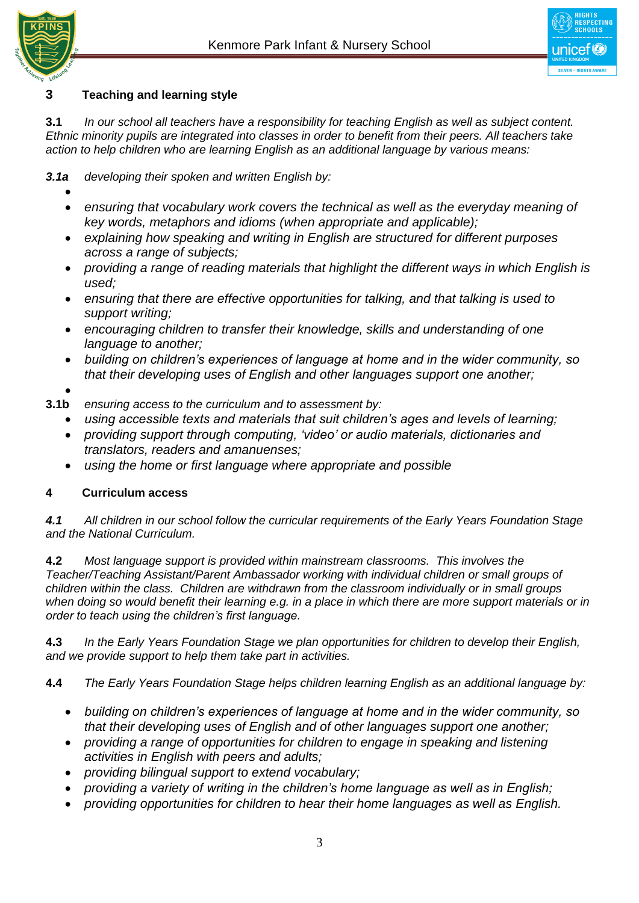## 3 Teaching and learning style

**3.1** *In our school all teachers have a responsibility for teaching English as well as subject content. Ethnic minority pupils are integrated into classes in order to benefit from their peers. All teachers take action to help children who are learning English as an additional language by various means:*

***3.1a*** *developing their spoken and written English by:*

- *ensuring that vocabulary work covers the technical as well as the everyday meaning of key words, metaphors and idioms (when appropriate and applicable);*
- *explaining how speaking and writing in English are structured for different purposes across a range of subjects;*
- *providing a range of reading materials that highlight the different ways in which English is used;*
- *ensuring that there are effective opportunities for talking, and that talking is used to support writing;*
- *encouraging children to transfer their knowledge, skills and understanding of one language to another;*
- *building on children's experiences of language at home and in the wider community, so that their developing uses of English and other languages support one another;*

**3.1b** *ensuring access to the curriculum and to assessment by:*

- *using accessible texts and materials that suit children's ages and levels of learning;*
- *providing support through computing, 'video' or audio materials, dictionaries and translators, readers and amanuenses;*
- *using the home or first language where appropriate and possible*

## 4 Curriculum access

***4.1*** *All children in our school follow the curricular requirements of the Early Years Foundation Stage and the National Curriculum.*

**4.2** *Most language support is provided within mainstream classrooms. This involves the Teacher/Teaching Assistant/Parent Ambassador working with individual children or small groups of children within the class. Children are withdrawn from the classroom individually or in small groups when doing so would benefit their learning e.g. in a place in which there are more support materials or in order to teach using the children's first language.*

**4.3** *In the Early Years Foundation Stage we plan opportunities for children to develop their English, and we provide support to help them take part in activities.*

**4.4** *The Early Years Foundation Stage helps children learning English as an additional language by:*

- *building on children's experiences of language at home and in the wider community, so that their developing uses of English and of other languages support one another;*
- *providing a range of opportunities for children to engage in speaking and listening activities in English with peers and adults;*
- *providing bilingual support to extend vocabulary;*
- *providing a variety of writing in the children's home language as well as in English;*
- *providing opportunities for children to hear their home languages as well as English.*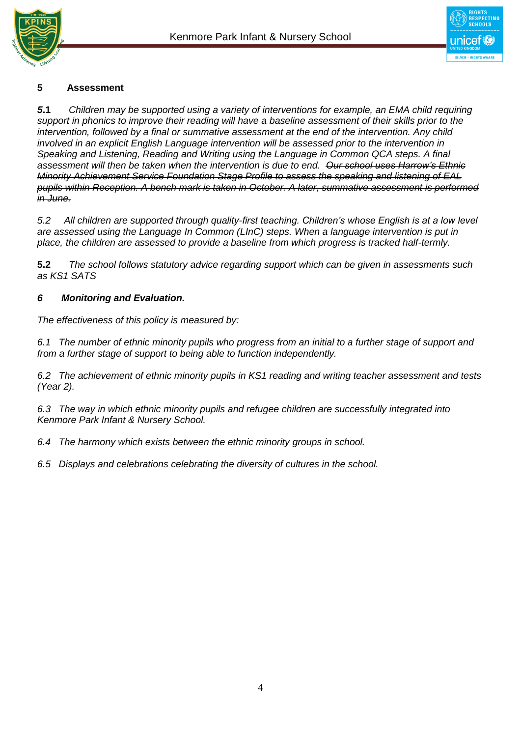## 5 Assessment

***5*.1** *Children may be supported using a variety of interventions for example, an EMA child requiring support in phonics to improve their reading will have a baseline assessment of their skills prior to the intervention, followed by a final or summative assessment at the end of the intervention. Any child involved in an explicit English Language intervention will be assessed prior to the intervention in Speaking and Listening, Reading and Writing using the Language in Common QCA steps. A final assessment will then be taken when the intervention is due to end.* ~~*Our school uses Harrow's Ethnic Minority Achievement Service Foundation Stage Profile to assess the speaking and listening of EAL pupils within Reception. A bench mark is taken in October. A later, summative assessment is performed in June.*~~

*5.2 All children are supported through quality-first teaching. Children's whose English is at a low level are assessed using the Language In Common (LInC) steps. When a language intervention is put in place, the children are assessed to provide a baseline from which progress is tracked half-termly.*

**5.2** *The school follows statutory advice regarding support which can be given in assessments such as KS1 SATS*

## *6 Monitoring and Evaluation.*

*The effectiveness of this policy is measured by:*

*6.1 The number of ethnic minority pupils who progress from an initial to a further stage of support and from a further stage of support to being able to function independently.*

*6.2 The achievement of ethnic minority pupils in KS1 reading and writing teacher assessment and tests (Year 2).*

*6.3 The way in which ethnic minority pupils and refugee children are successfully integrated into Kenmore Park Infant & Nursery School.*

*6.4 The harmony which exists between the ethnic minority groups in school.*

*6.5 Displays and celebrations celebrating the diversity of cultures in the school.*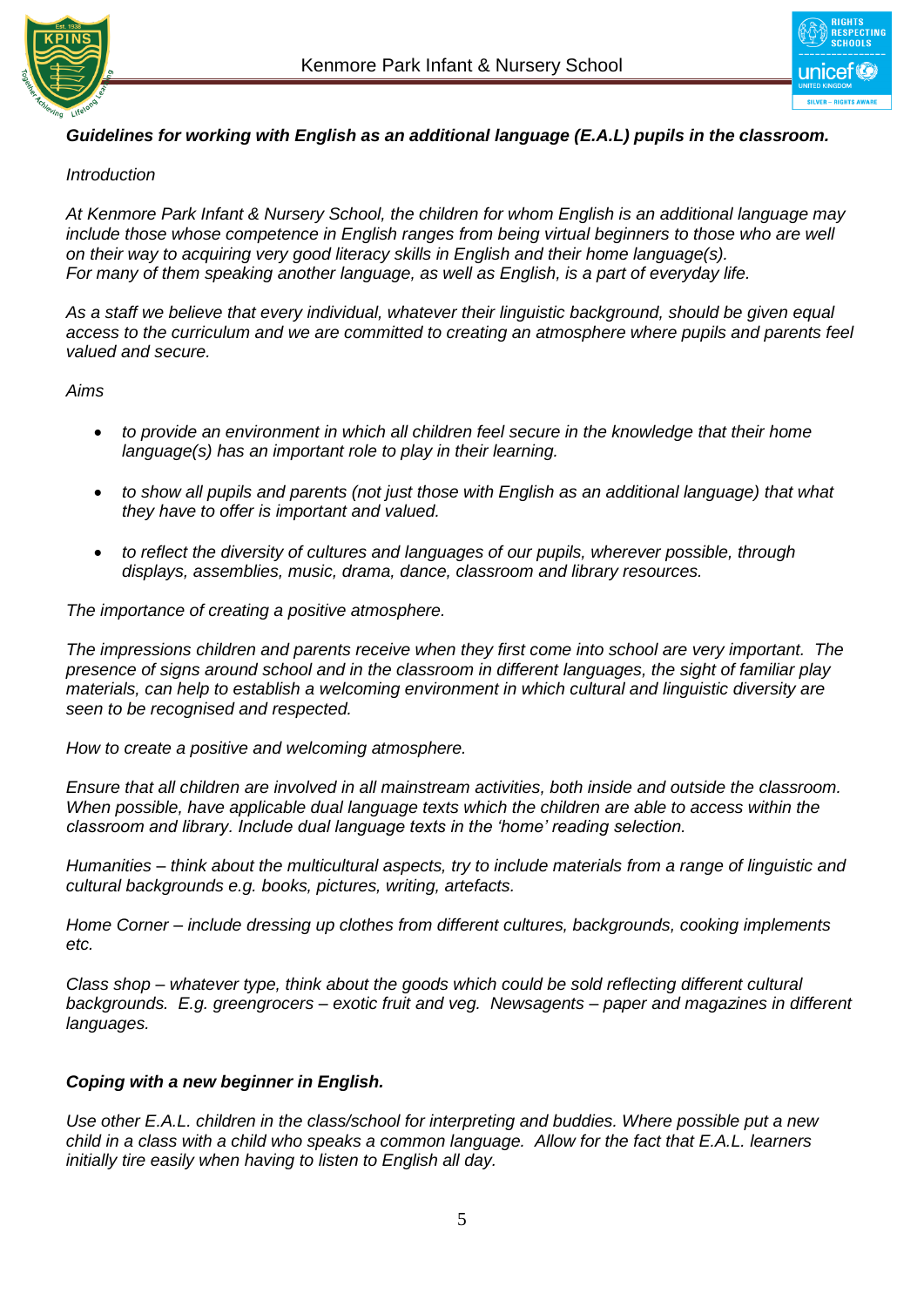***Guidelines for working with English as an additional language (E.A.L) pupils in the classroom.***

*Introduction*

*At Kenmore Park Infant & Nursery School, the children for whom English is an additional language may include those whose competence in English ranges from being virtual beginners to those who are well on their way to acquiring very good literacy skills in English and their home language(s). For many of them speaking another language, as well as English, is a part of everyday life.*

*As a staff we believe that every individual, whatever their linguistic background, should be given equal access to the curriculum and we are committed to creating an atmosphere where pupils and parents feel valued and secure.*

*Aims*

- *to provide an environment in which all children feel secure in the knowledge that their home language(s) has an important role to play in their learning.*
- *to show all pupils and parents (not just those with English as an additional language) that what they have to offer is important and valued.*
- *to reflect the diversity of cultures and languages of our pupils, wherever possible, through displays, assemblies, music, drama, dance, classroom and library resources.*

*The importance of creating a positive atmosphere.*

*The impressions children and parents receive when they first come into school are very important. The presence of signs around school and in the classroom in different languages, the sight of familiar play materials, can help to establish a welcoming environment in which cultural and linguistic diversity are seen to be recognised and respected.*

*How to create a positive and welcoming atmosphere.*

*Ensure that all children are involved in all mainstream activities, both inside and outside the classroom. When possible, have applicable dual language texts which the children are able to access within the classroom and library. Include dual language texts in the 'home' reading selection.*

*Humanities – think about the multicultural aspects, try to include materials from a range of linguistic and cultural backgrounds e.g. books, pictures, writing, artefacts.*

*Home Corner – include dressing up clothes from different cultures, backgrounds, cooking implements etc.*

*Class shop – whatever type, think about the goods which could be sold reflecting different cultural backgrounds. E.g. greengrocers – exotic fruit and veg. Newsagents – paper and magazines in different languages.*

***Coping with a new beginner in English.***

*Use other E.A.L. children in the class/school for interpreting and buddies. Where possible put a new child in a class with a child who speaks a common language. Allow for the fact that E.A.L. learners initially tire easily when having to listen to English all day.*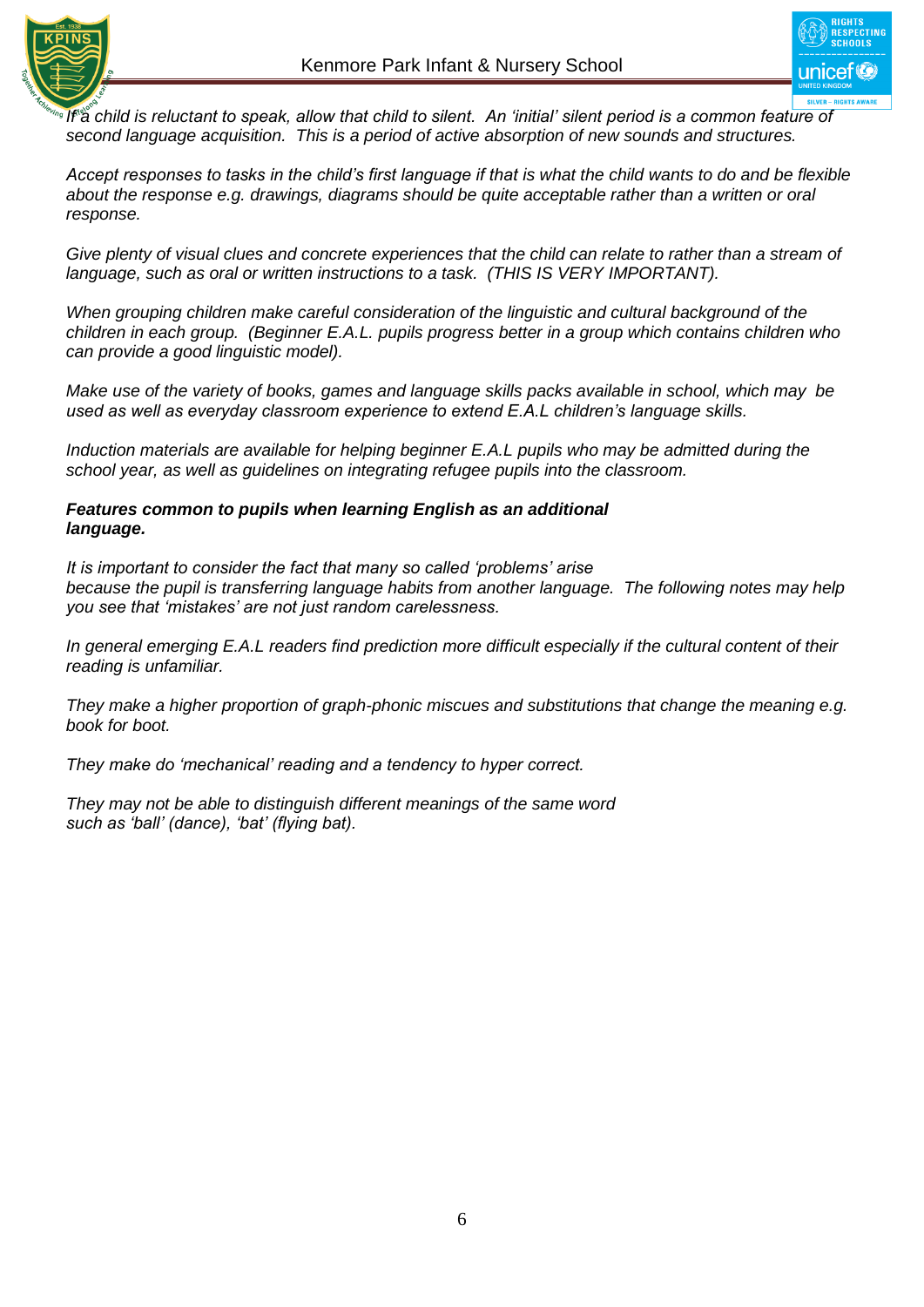*If a child is reluctant to speak, allow that child to silent. An 'initial' silent period is a common feature of second language acquisition. This is a period of active absorption of new sounds and structures.*

*Accept responses to tasks in the child's first language if that is what the child wants to do and be flexible about the response e.g. drawings, diagrams should be quite acceptable rather than a written or oral response.*

*Give plenty of visual clues and concrete experiences that the child can relate to rather than a stream of language, such as oral or written instructions to a task. (THIS IS VERY IMPORTANT).*

*When grouping children make careful consideration of the linguistic and cultural background of the children in each group. (Beginner E.A.L. pupils progress better in a group which contains children who can provide a good linguistic model).*

*Make use of the variety of books, games and language skills packs available in school, which may be used as well as everyday classroom experience to extend E.A.L children's language skills.*

*Induction materials are available for helping beginner E.A.L pupils who may be admitted during the school year, as well as guidelines on integrating refugee pupils into the classroom.*

***Features common to pupils when learning English as an additional language.***

*It is important to consider the fact that many so called 'problems' arise because the pupil is transferring language habits from another language. The following notes may help you see that 'mistakes' are not just random carelessness.*

*In general emerging E.A.L readers find prediction more difficult especially if the cultural content of their reading is unfamiliar.*

*They make a higher proportion of graph-phonic miscues and substitutions that change the meaning e.g. book for boot.*

*They make do 'mechanical' reading and a tendency to hyper correct.*

*They may not be able to distinguish different meanings of the same word such as 'ball' (dance), 'bat' (flying bat).*